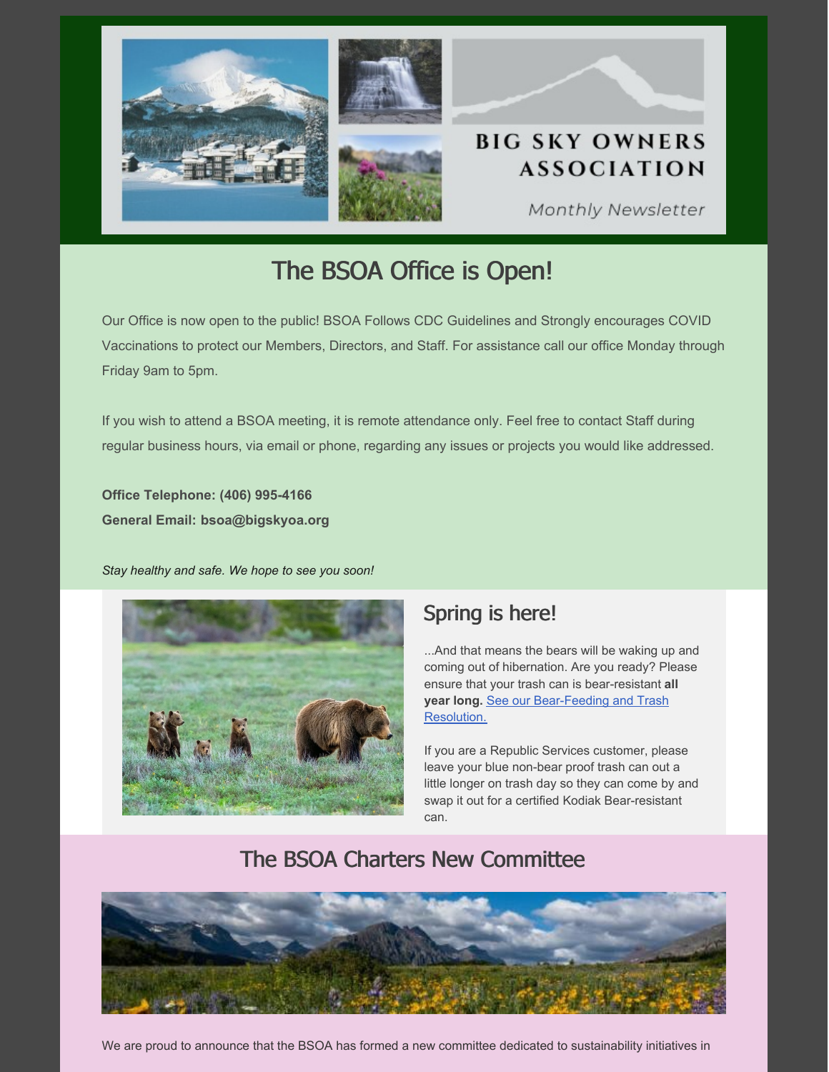BIG SKY OWNERS ASSOCIATION

Monthly Newsletter

# The BSOA Office is Open!

Our Office is now open to the public! BSOA Follows CDC Guidelines and Strongly encourages COVID Vaccinations to protect our Members, Directors, and Staff. For assistance call our office Monday through Friday 9am to 5pm.

If you wish to attend a BSOA meeting, it is remote attendance only. Feel free to contact Staff during regular business hours, via email or phone, regarding any issues or projects you would like addressed.

**Office Telephone: (406) 995-4166**
**General Email: bsoa@bigskyoa.org**

*Stay healthy and safe. We hope to see you soon!*

## Spring is here!

...And that means the bears will be waking up and coming out of hibernation. Are you ready? Please ensure that your trash can is bear-resistant **all year long.** See our Bear-Feeding and Trash Resolution.

If you are a Republic Services customer, please leave your blue non-bear proof trash can out a little longer on trash day so they can come by and swap it out for a certified Kodiak Bear-resistant can.

# The BSOA Charters New Committee

We are proud to announce that the BSOA has formed a new committee dedicated to sustainability initiatives in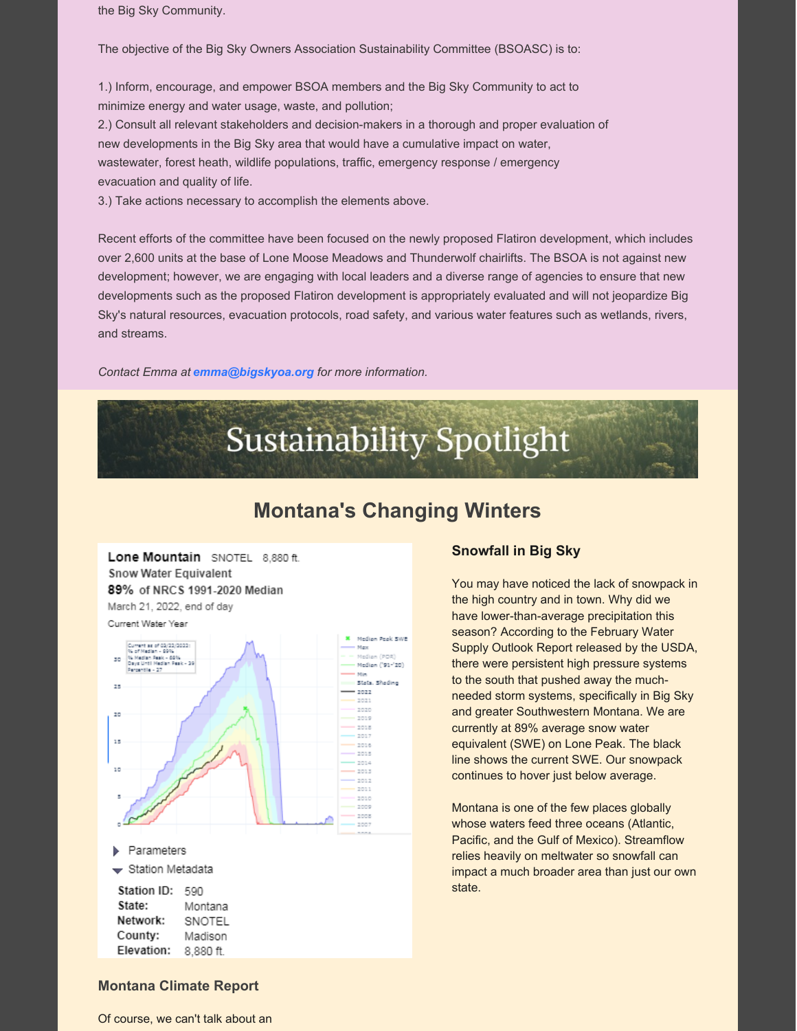the Big Sky Community.

The objective of the Big Sky Owners Association Sustainability Committee (BSOASC) is to:

1.) Inform, encourage, and empower BSOA members and the Big Sky Community to act to minimize energy and water usage, waste, and pollution;
2.) Consult all relevant stakeholders and decision-makers in a thorough and proper evaluation of new developments in the Big Sky area that would have a cumulative impact on water, wastewater, forest heath, wildlife populations, traffic, emergency response / emergency evacuation and quality of life.
3.) Take actions necessary to accomplish the elements above.

Recent efforts of the committee have been focused on the newly proposed Flatiron development, which includes over 2,600 units at the base of Lone Moose Meadows and Thunderwolf chairlifts. The BSOA is not against new development; however, we are engaging with local leaders and a diverse range of agencies to ensure that new developments such as the proposed Flatiron development is appropriately evaluated and will not jeopardize Big Sky's natural resources, evacuation protocols, road safety, and various water features such as wetlands, rivers, and streams.

*Contact Emma at* ***emma@bigskyoa.org*** *for more information.*

# Sustainability Spotlight

## Montana's Changing Winters

**Lone Mountain** SNOTEL 8,880 ft.
Snow Water Equivalent
**89%** of NRCS 1991-2020 Median
March 21, 2022, end of day
Current Water Year

Parameters
Station Metadata

**Station ID:** 590
**State:** Montana
**Network:** SNOTEL
**County:** Madison
**Elevation:** 8,880 ft.

### Snowfall in Big Sky

You may have noticed the lack of snowpack in the high country and in town. Why did we have lower-than-average precipitation this season? According to the February Water Supply Outlook Report released by the USDA, there were persistent high pressure systems to the south that pushed away the much-needed storm systems, specifically in Big Sky and greater Southwestern Montana. We are currently at 89% average snow water equivalent (SWE) on Lone Peak. The black line shows the current SWE. Our snowpack continues to hover just below average.

Montana is one of the few places globally whose waters feed three oceans (Atlantic, Pacific, and the Gulf of Mexico). Streamflow relies heavily on meltwater so snowfall can impact a much broader area than just our own state.

### Montana Climate Report

Of course, we can't talk about an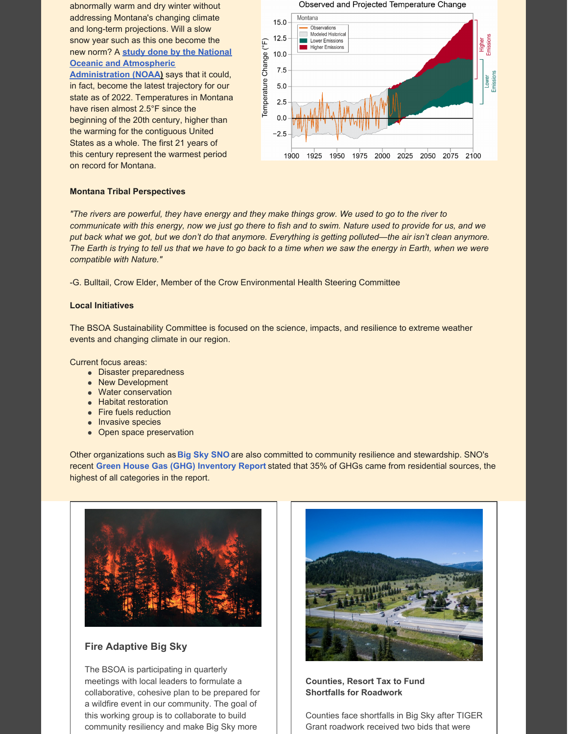abnormally warm and dry winter without addressing Montana's changing climate and long-term projections. Will a slow snow year such as this one become the new norm? A **study done by the National Oceanic and Atmospheric Administration (NOAA)** says that it could, in fact, become the latest trajectory for our state as of 2022. Temperatures in Montana have risen almost 2.5°F since the beginning of the 20th century, higher than the warming for the contiguous United States as a whole. The first 21 years of this century represent the warmest period on record for Montana.

**Montana Tribal Perspectives**

*"The rivers are powerful, they have energy and they make things grow. We used to go to the river to communicate with this energy, now we just go there to fish and to swim. Nature used to provide for us, and we put back what we got, but we don't do that anymore. Everything is getting polluted—the air isn't clean anymore. The Earth is trying to tell us that we have to go back to a time when we saw the energy in Earth, when we were compatible with Nature."*

-G. Bulltail, Crow Elder, Member of the Crow Environmental Health Steering Committee

**Local Initiatives**

The BSOA Sustainability Committee is focused on the science, impacts, and resilience to extreme weather events and changing climate in our region.

Current focus areas:

- Disaster preparedness
- New Development
- Water conservation
- Habitat restoration
- Fire fuels reduction
- Invasive species
- Open space preservation

Other organizations such as **Big Sky SNO** are also committed to community resilience and stewardship. SNO's recent **Green House Gas (GHG) Inventory Report** stated that 35% of GHGs came from residential sources, the highest of all categories in the report.

### Fire Adaptive Big Sky

The BSOA is participating in quarterly meetings with local leaders to formulate a collaborative, cohesive plan to be prepared for a wildfire event in our community. The goal of this working group is to collaborate to build community resiliency and make Big Sky more

### Counties, Resort Tax to Fund Shortfalls for Roadwork

Counties face shortfalls in Big Sky after TIGER Grant roadwork received two bids that were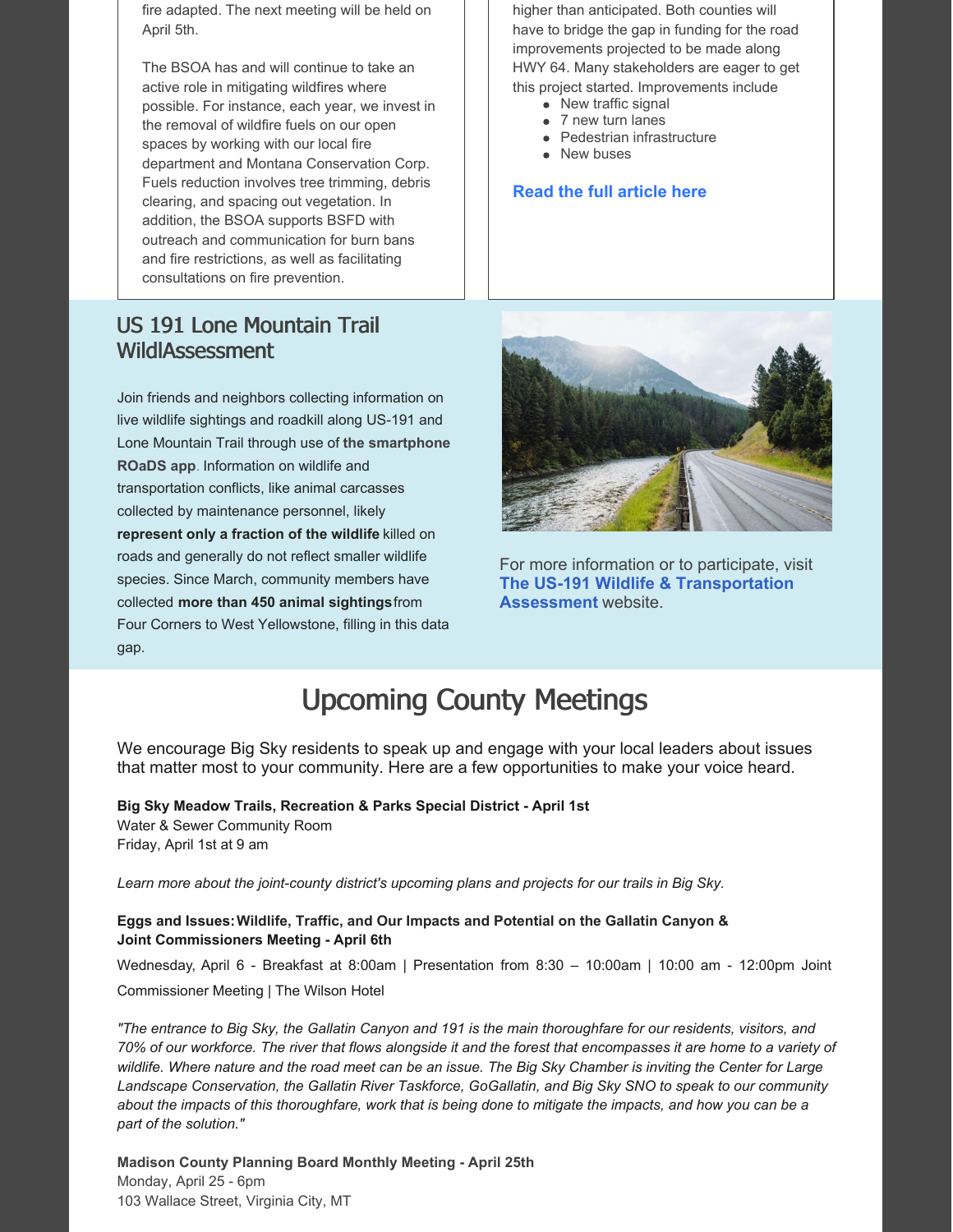fire adapted. The next meeting will be held on April 5th.

The BSOA has and will continue to take an active role in mitigating wildfires where possible. For instance, each year, we invest in the removal of wildfire fuels on our open spaces by working with our local fire department and Montana Conservation Corp. Fuels reduction involves tree trimming, debris clearing, and spacing out vegetation. In addition, the BSOA supports BSFD with outreach and communication for burn bans and fire restrictions, as well as facilitating consultations on fire prevention.

higher than anticipated. Both counties will have to bridge the gap in funding for the road improvements projected to be made along HWY 64. Many stakeholders are eager to get this project started. Improvements include

- New traffic signal
- 7 new turn lanes
- Pedestrian infrastructure
- New buses

**Read the full article here**

## US 191 Lone Mountain Trail WildlAssessment

Join friends and neighbors collecting information on live wildlife sightings and roadkill along US-191 and Lone Mountain Trail through use of **the smartphone ROaDS app**. Information on wildlife and transportation conflicts, like animal carcasses collected by maintenance personnel, likely **represent only a fraction of the wildlife** killed on roads and generally do not reflect smaller wildlife species. Since March, community members have collected **more than 450 animal sightings** from Four Corners to West Yellowstone, filling in this data gap.

For more information or to participate, visit **The US-191 Wildlife & Transportation Assessment** website.

# Upcoming County Meetings

We encourage Big Sky residents to speak up and engage with your local leaders about issues that matter most to your community. Here are a few opportunities to make your voice heard.

**Big Sky Meadow Trails, Recreation & Parks Special District - April 1st**
Water & Sewer Community Room
Friday, April 1st at 9 am

*Learn more about the joint-county district's upcoming plans and projects for our trails in Big Sky.*

**Eggs and Issues: Wildlife, Traffic, and Our Impacts and Potential on the Gallatin Canyon & Joint Commissioners Meeting - April 6th**

Wednesday, April 6 - Breakfast at 8:00am | Presentation from 8:30 – 10:00am | 10:00 am - 12:00pm Joint Commissioner Meeting | The Wilson Hotel

*"The entrance to Big Sky, the Gallatin Canyon and 191 is the main thoroughfare for our residents, visitors, and 70% of our workforce. The river that flows alongside it and the forest that encompasses it are home to a variety of wildlife. Where nature and the road meet can be an issue. The Big Sky Chamber is inviting the Center for Large Landscape Conservation, the Gallatin River Taskforce, GoGallatin, and Big Sky SNO to speak to our community about the impacts of this thoroughfare, work that is being done to mitigate the impacts, and how you can be a part of the solution."*

**Madison County Planning Board Monthly Meeting - April 25th**
Monday, April 25 - 6pm
103 Wallace Street, Virginia City, MT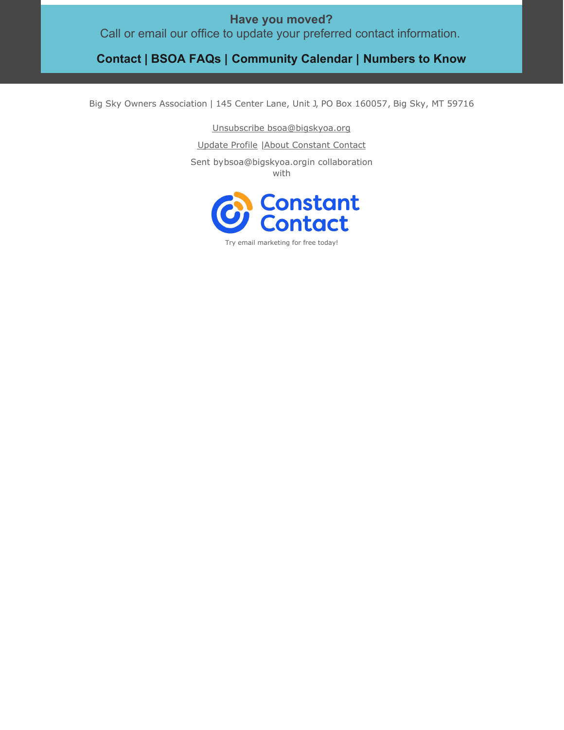**Have you moved?**

Call or email our office to update your preferred contact information.

**Contact | BSOA FAQs | Community Calendar | Numbers to Know**

Big Sky Owners Association | 145 Center Lane, Unit J, PO Box 160057, Big Sky, MT 59716

Unsubscribe bsoa@bigskyoa.org

Update Profile |About Constant Contact

Sent bybsoa@bigskyoa.orgin collaboration with

Constant Contact

Try email marketing for free today!